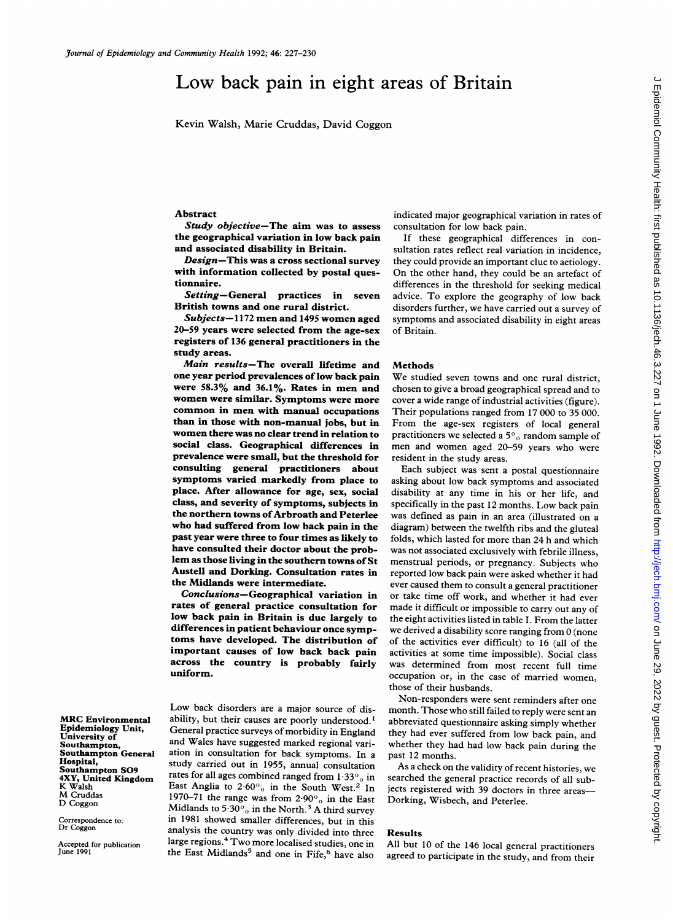# Low back pain in eight areas of Britain

Kevin Walsh, Marie Cruddas, David Coggon

## Abstract

***Study objective*—The aim was to assess the geographical variation in low back pain and associated disability in Britain.**

***Design*—This was a cross sectional survey with information collected by postal questionnaire.**

***Setting*—General practices in seven British towns and one rural district.**

***Subjects*—1172 men and 1495 women aged 20–59 years were selected from the age-sex registers of 136 general practitioners in the study areas.**

***Main results*—The overall lifetime and one year period prevalences of low back pain were 58.3% and 36.1%. Rates in men and women were similar. Symptoms were more common in men with manual occupations than in those with non-manual jobs, but in women there was no clear trend in relation to social class. Geographical differences in prevalence were small, but the threshold for consulting general practitioners about symptoms varied markedly from place to place. After allowance for age, sex, social class, and severity of symptoms, subjects in the northern towns of Arbroath and Peterlee who had suffered from low back pain in the past year were three to four times as likely to have consulted their doctor about the problem as those living in the southern towns of St Austell and Dorking. Consultation rates in the Midlands were intermediate.**

***Conclusions*—Geographical variation in rates of general practice consultation for low back pain in Britain is due largely to differences in patient behaviour once symptoms have developed. The distribution of important causes of low back back pain across the country is probably fairly uniform.**

Low back disorders are a major source of disability, but their causes are poorly understood.[1] General practice surveys of morbidity in England and Wales have suggested marked regional variation in consultation for back symptoms. In a study carried out in 1955, annual consultation rates for all ages combined ranged from 1·33% in East Anglia to 2·60% in the South West.[2] In 1970–71 the range was from 2·90% in the East Midlands to 5·30% in the North.[3] A third survey in 1981 showed smaller differences, but in this analysis the country was only divided into three large regions.[4] Two more localised studies, one in the East Midlands[5] and one in Fife,[6] have also indicated major geographical variation in rates of consultation for low back pain.

If these geographical differences in consultation rates reflect real variation in incidence, they could provide an important clue to aetiology. On the other hand, they could be an artefact of differences in the threshold for seeking medical advice. To explore the geography of low back disorders further, we have carried out a survey of symptoms and associated disability in eight areas of Britain.

## Methods

We studied seven towns and one rural district, chosen to give a broad geographical spread and to cover a wide range of industrial activities (figure). Their populations ranged from 17 000 to 35 000. From the age-sex registers of local general practitioners we selected a 5% random sample of men and women aged 20–59 years who were resident in the study areas.

Each subject was sent a postal questionnaire asking about low back symptoms and associated disability at any time in his or her life, and specifically in the past 12 months. Low back pain was defined as pain in an area (illustrated on a diagram) between the twelfth ribs and the gluteal folds, which lasted for more than 24 h and which was not associated exclusively with febrile illness, menstrual periods, or pregnancy. Subjects who reported low back pain were asked whether it had ever caused them to consult a general practitioner or take time off work, and whether it had ever made it difficult or impossible to carry out any of the eight activities listed in table I. From the latter we derived a disability score ranging from 0 (none of the activities ever difficult) to 16 (all of the activities at some time impossible). Social class was determined from most recent full time occupation or, in the case of married women, those of their husbands.

Non-responders were sent reminders after one month. Those who still failed to reply were sent an abbreviated questionnaire asking simply whether they had ever suffered from low back pain, and whether they had had low back pain during the past 12 months.

As a check on the validity of recent histories, we searched the general practice records of all subjects registered with 39 doctors in three areas—Dorking, Wisbech, and Peterlee.

## Results

All but 10 of the 146 local general practitioners agreed to participate in the study, and from their

MRC Environmental Epidemiology Unit, University of Southampton, Southampton General Hospital, Southampton SO9 4XY, United Kingdom
K Walsh
M Cruddas
D Coggon

Correspondence to: Dr Coggon

Accepted for publication June 1991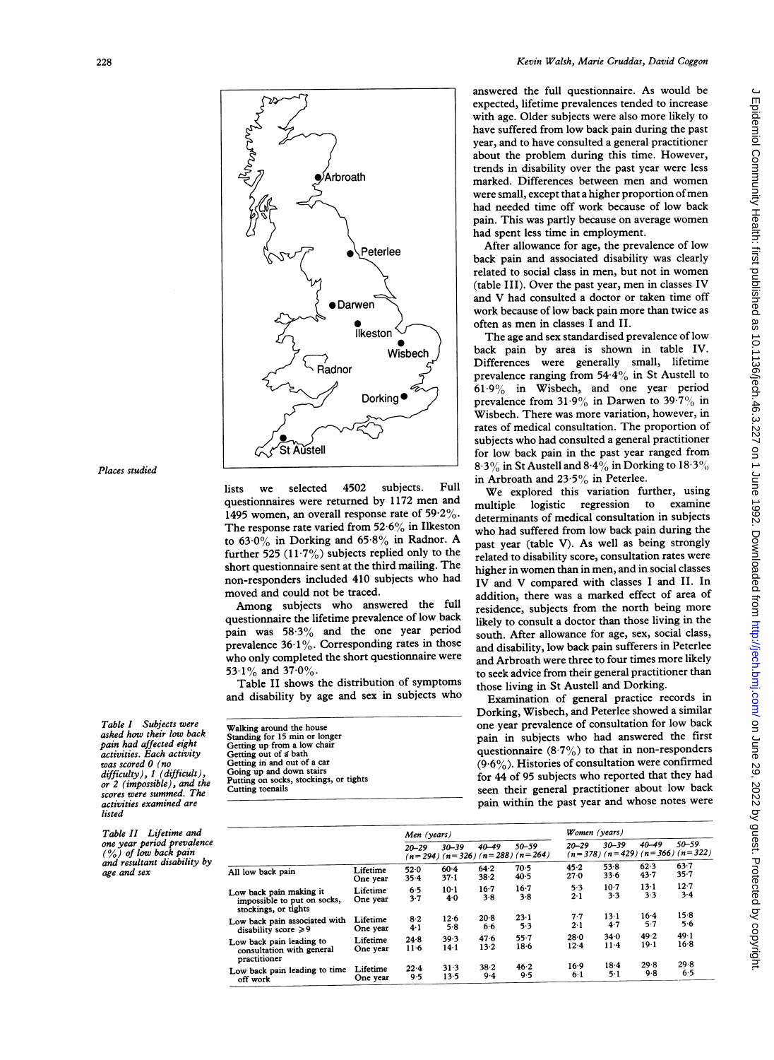Places studied

lists we selected 4502 subjects. Full questionnaires were returned by 1172 men and 1495 women, an overall response rate of 59·2%. The response rate varied from 52·6% in Ilkeston to 63·0% in Dorking and 65·8% in Radnor. A further 525 (11·7%) subjects replied only to the short questionnaire sent at the third mailing. The non-responders included 410 subjects who had moved and could not be traced.

Among subjects who answered the full questionnaire the lifetime prevalence of low back pain was 58·3% and the one year period prevalence 36·1%. Corresponding rates in those who only completed the short questionnaire were 53·1% and 37·0%.

Table II shows the distribution of symptoms and disability by age and sex in subjects who answered the full questionnaire. As would be expected, lifetime prevalences tended to increase with age. Older subjects were also more likely to have suffered from low back pain during the past year, and to have consulted a general practitioner about the problem during this time. However, trends in disability over the past year were less marked. Differences between men and women were small, except that a higher proportion of men had needed time off work because of low back pain. This was partly because on average women had spent less time in employment.

After allowance for age, the prevalence of low back pain and associated disability was clearly related to social class in men, but not in women (table III). Over the past year, men in classes IV and V had consulted a doctor or taken time off work because of low back pain more than twice as often as men in classes I and II.

The age and sex standardised prevalence of low back pain by area is shown in table IV. Differences were generally small, lifetime prevalence ranging from 54·4% in St Austell to 61·9% in Wisbech, and one year period prevalence from 31·9% in Darwen to 39·7% in Wisbech. There was more variation, however, in rates of medical consultation. The proportion of subjects who had consulted a general practitioner for low back pain in the past year ranged from 8·3% in St Austell and 8·4% in Dorking to 18·3% in Arbroath and 23·5% in Peterlee.

We explored this variation further, using multiple logistic regression to examine determinants of medical consultation in subjects who had suffered from low back pain during the past year (table V). As well as being strongly related to disability score, consultation rates were higher in women than in men, and in social classes IV and V compared with classes I and II. In addition, there was a marked effect of area of residence, subjects from the north being more likely to consult a doctor than those living in the south. After allowance for age, sex, social class, and disability, low back pain sufferers in Peterlee and Arbroath were three to four times more likely to seek advice from their general practitioner than those living in St Austell and Dorking.

Examination of general practice records in Dorking, Wisbech, and Peterlee showed a similar one year prevalence of consultation for low back pain in subjects who had answered the first questionnaire (8·7%) to that in non-responders (9·6%). Histories of consultation were confirmed for 44 of 95 subjects who reported that they had seen their general practitioner about low back pain within the past year and whose notes were

*Table I Subjects were asked how their low back pain had affected eight activities. Each activity was scored 0 (no difficulty), 1 (difficult), or 2 (impossible), and the scores were summed. The activities examined are listed*

| |
|---|
| Walking around the house |
| Standing for 15 min or longer |
| Getting up from a low chair |
| Getting out of a bath |
| Getting in and out of a car |
| Going up and down stairs |
| Putting on socks, stockings, or tights |
| Cutting toenails |

*Table II Lifetime and one year period prevalence (%) of low back pain and resultant disability by age and sex*

| | | Men (years) | | | | Women (years) | | | |
|---|---|---|---|---|---|---|---|---|---|
| | | 20–29 (n=294) | 30–39 (n=326) | 40–49 (n=288) | 50–59 (n=264) | 20–29 (n=378) | 30–39 (n=429) | 40–49 (n=366) | 50–59 (n=322) |
| All low back pain | Lifetime | 52·0 | 60·4 | 64·2 | 70·5 | 45·2 | 53·8 | 62·3 | 63·7 |
| | One year | 35·4 | 37·1 | 38·2 | 40·5 | 27·0 | 33·6 | 43·7 | 35·7 |
| Low back pain making it impossible to put on socks, stockings, or tights | Lifetime | 6·5 | 10·1 | 16·7 | 16·7 | 5·3 | 10·7 | 13·1 | 12·7 |
| | One year | 3·7 | 4·0 | 3·8 | 3·8 | 2·1 | 3·3 | 3·3 | 3·4 |
| Low back pain associated with disability score ≥9 | Lifetime | 8·2 | 12·6 | 20·8 | 23·1 | 7·7 | 13·1 | 16·4 | 15·8 |
| | One year | 4·1 | 5·8 | 6·6 | 5·3 | 2·1 | 4·7 | 5·7 | 5·6 |
| Low back pain leading to consultation with general practitioner | Lifetime | 24·8 | 39·3 | 47·6 | 55·7 | 28·0 | 34·0 | 49·2 | 49·1 |
| | One year | 11·6 | 14·1 | 13·2 | 18·6 | 12·4 | 11·4 | 19·1 | 16·8 |
| Low back pain leading to time off work | Lifetime | 22·4 | 31·3 | 38·2 | 46·2 | 16·9 | 18·4 | 29·8 | 29·8 |
| | One year | 9·5 | 13·5 | 9·4 | 9·5 | 6·1 | 5·1 | 9·8 | 6·5 |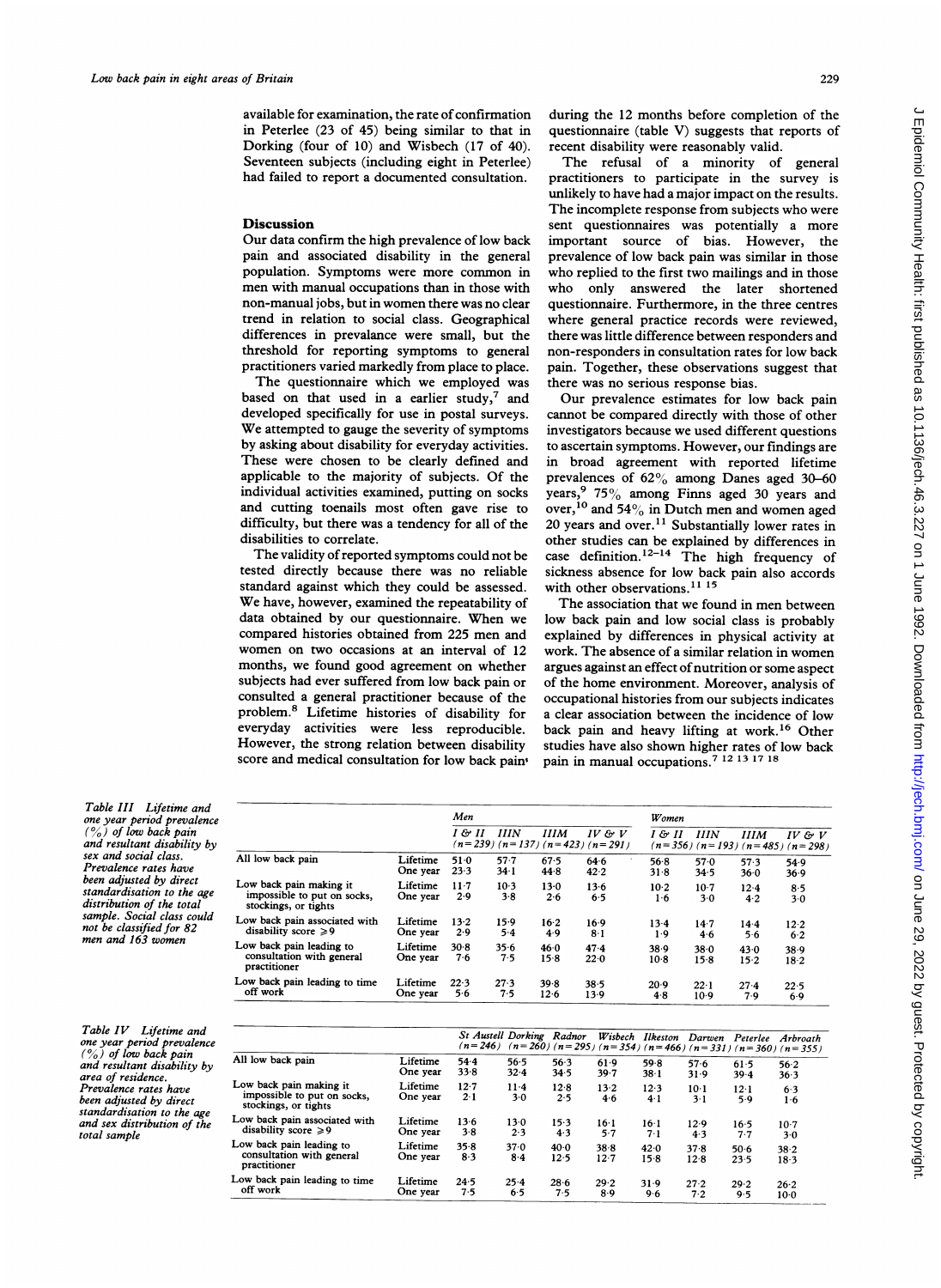available for examination, the rate of confirmation in Peterlee (23 of 45) being similar to that in Dorking (four of 10) and Wisbech (17 of 40). Seventeen subjects (including eight in Peterlee) had failed to report a documented consultation.

## Discussion

Our data confirm the high prevalence of low back pain and associated disability in the general population. Symptoms were more common in men with manual occupations than in those with non-manual jobs, but in women there was no clear trend in relation to social class. Geographical differences in prevalance were small, but the threshold for reporting symptoms to general practitioners varied markedly from place to place.

The questionnaire which we employed was based on that used in a earlier study,[7] and developed specifically for use in postal surveys. We attempted to gauge the severity of symptoms by asking about disability for everyday activities. These were chosen to be clearly defined and applicable to the majority of subjects. Of the individual activities examined, putting on socks and cutting toenails most often gave rise to difficulty, but there was a tendency for all of the disabilities to correlate.

The validity of reported symptoms could not be tested directly because there was no reliable standard against which they could be assessed. We have, however, examined the repeatability of data obtained by our questionnaire. When we compared histories obtained from 225 men and women on two occasions at an interval of 12 months, we found good agreement on whether subjects had ever suffered from low back pain or consulted a general practitioner because of the problem.[8] Lifetime histories of disability for everyday activities were less reproducible. However, the strong relation between disability score and medical consultation for low back pain during the 12 months before completion of the questionnaire (table V) suggests that reports of recent disability were reasonably valid.

The refusal of a minority of general practitioners to participate in the survey is unlikely to have had a major impact on the results. The incomplete response from subjects who were sent questionnaires was potentially a more important source of bias. However, the prevalence of low back pain was similar in those who replied to the first two mailings and in those who only answered the later shortened questionnaire. Furthermore, in the three centres where general practice records were reviewed, there was little difference between responders and non-responders in consultation rates for low back pain. Together, these observations suggest that there was no serious response bias.

Our prevalence estimates for low back pain cannot be compared directly with those of other investigators because we used different questions to ascertain symptoms. However, our findings are in broad agreement with reported lifetime prevalences of 62% among Danes aged 30–60 years,[9] 75% among Finns aged 30 years and over,[10] and 54% in Dutch men and women aged 20 years and over.[11] Substantially lower rates in other studies can be explained by differences in case definition.[12–14] The high frequency of sickness absence for low back pain also accords with other observations.[11 15]

The association that we found in men between low back pain and low social class is probably explained by differences in physical activity at work. The absence of a similar relation in women argues against an effect of nutrition or some aspect of the home environment. Moreover, analysis of occupational histories from our subjects indicates a clear association between the incidence of low back pain and heavy lifting at work.[16] Other studies have also shown higher rates of low back pain in manual occupations.[7 12 13 17 18]

*Table III Lifetime and one year period prevalence (%) of low back pain and resultant disability by sex and social class. Prevalence rates have been adjusted by direct standardisation to the age distribution of the total sample. Social class could not be classified for 82 men and 163 women*

| | | Men | | | | Women | | | |
|---|---|---|---|---|---|---|---|---|---|
| | | I & II (n=239) | IIIN (n=137) | IIIM (n=423) | IV & V (n=291) | I & II (n=356) | IIIN (n=193) | IIIM (n=485) | IV & V (n=298) |
| All low back pain | Lifetime | 51·0 | 57·7 | 67·5 | 64·6 | 56·8 | 57·0 | 57·3 | 54·9 |
| | One year | 23·3 | 34·1 | 44·8 | 42·2 | 31·8 | 34·5 | 36·0 | 36·9 |
| Low back pain making it impossible to put on socks, stockings, or tights | Lifetime | 11·7 | 10·3 | 13·0 | 13·6 | 10·2 | 10·7 | 12·4 | 8·5 |
| | One year | 2·9 | 3·8 | 2·6 | 6·5 | 1·6 | 3·0 | 4·2 | 3·0 |
| Low back pain associated with disability score ⩾9 | Lifetime | 13·2 | 15·9 | 16·2 | 16·9 | 13·4 | 14·7 | 14·4 | 12·2 |
| | One year | 2·9 | 5·4 | 4·9 | 8·1 | 1·9 | 4·6 | 5·6 | 6·2 |
| Low back pain leading to consultation with general practitioner | Lifetime | 30·8 | 35·6 | 46·0 | 47·4 | 38·9 | 38·0 | 43·0 | 38·9 |
| | One year | 7·6 | 7·5 | 15·8 | 22·0 | 10·8 | 15·8 | 15·2 | 18·2 |
| Low back pain leading to time off work | Lifetime | 22·3 | 27·3 | 39·8 | 38·5 | 20·9 | 22·1 | 27·4 | 22·5 |
| | One year | 5·6 | 7·5 | 12·6 | 13·9 | 4·8 | 10·9 | 7·9 | 6·9 |

*Table IV Lifetime and one year period prevalence (%) of low back pain and resultant disability by area of residence. Prevalence rates have been adjusted by direct standardisation to the age and sex distribution of the total sample*

| | | St Austell (n=246) | Dorking (n=260) | Radnor (n=295) | Wisbech (n=354) | Ilkeston (n=466) | Darwen (n=331) | Peterlee (n=360) | Arbroath (n=355) |
|---|---|---|---|---|---|---|---|---|---|
| All low back pain | Lifetime | 54·4 | 56·5 | 56·3 | 61·9 | 59·8 | 57·6 | 61·5 | 56·2 |
| | One year | 33·8 | 32·4 | 34·5 | 39·7 | 38·1 | 31·9 | 39·4 | 36·3 |
| Low back pain making it impossible to put on socks, stockings, or tights | Lifetime | 12·7 | 11·4 | 12·8 | 13·2 | 12·3 | 10·1 | 12·1 | 6·3 |
| | One year | 2·1 | 3·0 | 2·5 | 4·6 | 4·1 | 3·1 | 5·9 | 1·6 |
| Low back pain associated with disability score ⩾9 | Lifetime | 13·6 | 13·0 | 15·3 | 16·1 | 16·1 | 12·9 | 16·5 | 10·7 |
| | One year | 3·8 | 2·3 | 4·3 | 5·7 | 7·1 | 4·3 | 7·7 | 3·0 |
| Low back pain leading to consultation with general practitioner | Lifetime | 35·8 | 37·0 | 40·0 | 38·8 | 42·0 | 37·8 | 50·6 | 38·2 |
| | One year | 8·3 | 8·4 | 12·5 | 12·7 | 15·8 | 12·8 | 23·5 | 18·3 |
| Low back pain leading to time off work | Lifetime | 24·5 | 25·4 | 28·6 | 29·2 | 31·9 | 27·2 | 29·2 | 26·2 |
| | One year | 7·5 | 6·5 | 7·5 | 8·9 | 9·6 | 7·2 | 9·5 | 10·0 |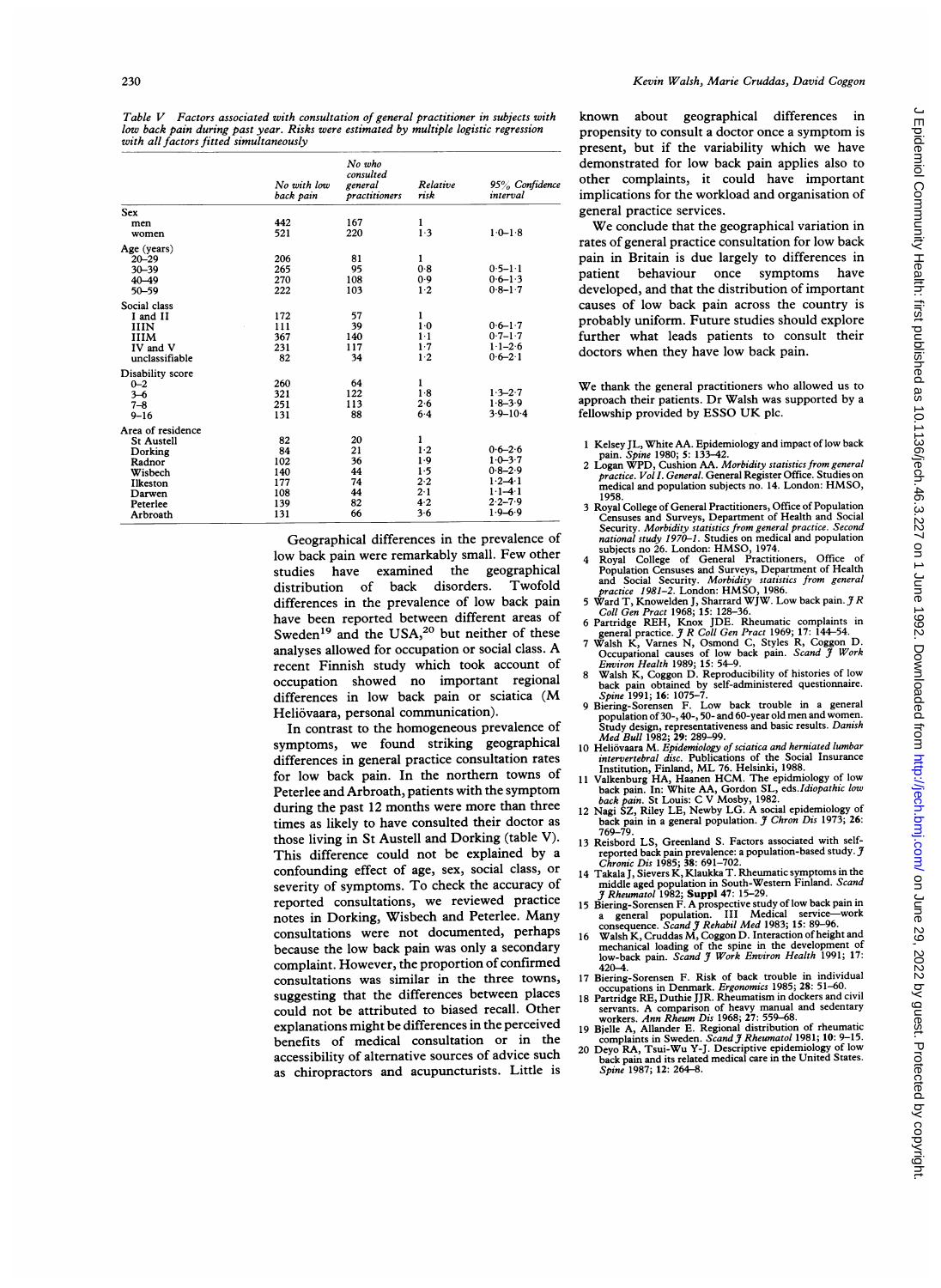*Table V Factors associated with consultation of general practitioner in subjects with low back pain during past year. Risks were estimated by multiple logistic regression with all factors fitted simultaneously*

| | No with low back pain | No who consulted general practitioners | Relative risk | 95% Confidence interval |
|---|---|---|---|---|
| Sex | | | | |
| men | 442 | 167 | 1 | |
| women | 521 | 220 | 1·3 | 1·0–1·8 |
| Age (years) | | | | |
| 20–29 | 206 | 81 | 1 | |
| 30–39 | 265 | 95 | 0·8 | 0·5–1·1 |
| 40–49 | 270 | 108 | 0·9 | 0·6–1·3 |
| 50–59 | 222 | 103 | 1·2 | 0·8–1·7 |
| Social class | | | | |
| I and II | 172 | 57 | 1 | |
| IIIN | 111 | 39 | 1·0 | 0·6–1·7 |
| IIIM | 367 | 140 | 1·1 | 0·7–1·7 |
| IV and V | 231 | 117 | 1·7 | 1·1–2·6 |
| unclassifiable | 82 | 34 | 1·2 | 0·6–2·1 |
| Disability score | | | | |
| 0–2 | 260 | 64 | 1 | |
| 3–6 | 321 | 122 | 1·8 | 1·3–2·7 |
| 7–8 | 251 | 113 | 2·6 | 1·8–3·9 |
| 9–16 | 131 | 88 | 6·4 | 3·9–10·4 |
| Area of residence | | | | |
| St Austell | 82 | 20 | 1 | |
| Dorking | 84 | 21 | 1·2 | 0·6–2·6 |
| Radnor | 102 | 36 | 1·9 | 1·0–3·7 |
| Wisbech | 140 | 44 | 1·5 | 0·8–2·9 |
| Ilkeston | 177 | 74 | 2·2 | 1·2–4·1 |
| Darwen | 108 | 44 | 2·1 | 1·1–4·1 |
| Peterlee | 139 | 82 | 4·2 | 2·2–7·9 |
| Arbroath | 131 | 66 | 3·6 | 1·9–6·9 |

Geographical differences in the prevalence of low back pain were remarkably small. Few other studies have examined the geographical distribution of back disorders. Twofold differences in the prevalence of low back pain have been reported between different areas of Sweden[19] and the USA,[20] but neither of these analyses allowed for occupation or social class. A recent Finnish study which took account of occupation showed no important regional differences in low back pain or sciatica (M Heliövaara, personal communication).

In contrast to the homogeneous prevalence of symptoms, we found striking geographical differences in general practice consultation rates for low back pain. In the northern towns of Peterlee and Arbroath, patients with the symptom during the past 12 months were more than three times as likely to have consulted their doctor as those living in St Austell and Dorking (table V). This difference could not be explained by a confounding effect of age, sex, social class, or severity of symptoms. To check the accuracy of reported consultations, we reviewed practice notes in Dorking, Wisbech and Peterlee. Many consultations were not documented, perhaps because the low back pain was only a secondary complaint. However, the proportion of confirmed consultations was similar in the three towns, suggesting that the differences between places could not be attributed to biased recall. Other explanations might be differences in the perceived benefits of medical consultation or in the accessibility of alternative sources of advice such as chiropractors and acupuncturists. Little is known about geographical differences in propensity to consult a doctor once a symptom is present, but if the variability which we have demonstrated for low back pain applies also to other complaints, it could have important implications for the workload and organisation of general practice services.

We conclude that the geographical variation in rates of general practice consultation for low back pain in Britain is due largely to differences in patient behaviour once symptoms have developed, and that the distribution of important causes of low back pain across the country is probably uniform. Future studies should explore further what leads patients to consult their doctors when they have low back pain.

We thank the general practitioners who allowed us to approach their patients. Dr Walsh was supported by a fellowship provided by ESSO UK plc.

1. Kelsey JL, White AA. Epidemiology and impact of low back pain. *Spine* 1980; 5: 133–42.
2. Logan WPD, Cushion AA. *Morbidity statistics from general practice. Vol I. General.* General Register Office. Studies on medical and population subjects no. 14. London: HMSO, 1958.
3. Royal College of General Practitioners, Office of Population Censuses and Surveys, Department of Health and Social Security. *Morbidity statistics from general practice. Second national study 1970–1.* Studies on medical and population subjects no 26. London: HMSO, 1974.
4. Royal College of General Practitioners, Office of Population Censuses and Surveys, Department of Health and Social Security. *Morbidity statistics from general practice 1981–2.* London: HMSO, 1986.
5. Ward T, Knowelden J, Sharrard WJW. Low back pain. *J R Coll Gen Pract* 1968; 15: 128–36.
6. Partridge REH, Knox JDE. Rheumatic complaints in general practice. *J R Coll Gen Pract* 1969; 17: 144–54.
7. Walsh K, Varnes N, Osmond C, Styles R, Coggon D. Occupational causes of low back pain. *Scand J Work Environ Health* 1989; 15: 54–9.
8. Walsh K, Coggon D. Reproducibility of histories of low back pain obtained by self-administered questionnaire. *Spine* 1991; 16: 1075–7.
9. Biering-Sorensen F. Low back trouble in a general population of 30-, 40-, 50- and 60-year old men and women. Study design, representativeness and basic results. *Danish Med Bull* 1982; 29: 289–99.
10. Heliövaara M. *Epidemiology of sciatica and herniated lumbar intervertebral disc.* Publications of the Social Insurance Institution, Finland, ML 76. Helsinki, 1988.
11. Valkenburg HA, Haanen HCM. The epidmiology of low back pain. In: White AA, Gordon SL, eds. *Idiopathic low back pain.* St Louis: C V Mosby, 1982.
12. Nagi SZ, Riley LE, Newby LG. A social epidemiology of back pain in a general population. *J Chron Dis* 1973; 26: 769–79.
13. Reisbord LS, Greenland S. Factors associated with self-reported back pain prevalence: a population-based study. *J Chronic Dis* 1985; 38: 691–702.
14. Takala J, Sievers K, Klaukka T. Rheumatic symptoms in the middle aged population in South-Western Finland. *Scand J Rheumatol* 1982; **Suppl 47**: 15–29.
15. Biering-Sorensen F. A prospective study of low back pain in a general population. III Medical service—work consequence. *Scand J Rehabil Med* 1983; 15: 89–96.
16. Walsh K, Cruddas M, Coggon D. Interaction of height and mechanical loading of the spine in the development of low-back pain. *Scand J Work Environ Health* 1991; 17: 420–4.
17. Biering-Sorensen F. Risk of back trouble in individual occupations in Denmark. *Ergonomics* 1985; 28: 51–60.
18. Partridge RE, Duthie JJR. Rheumatism in dockers and civil servants. A comparison of heavy manual and sedentary workers. *Ann Rheum Dis* 1968; 27: 559–68.
19. Bjelle A, Allander E. Regional distribution of rheumatic complaints in Sweden. *Scand J Rheumatol* 1981; 10: 9–15.
20. Deyo RA, Tsui-Wu Y-J. Descriptive epidemiology of low back pain and its related medical care in the United States. *Spine* 1987; 12: 264–8.